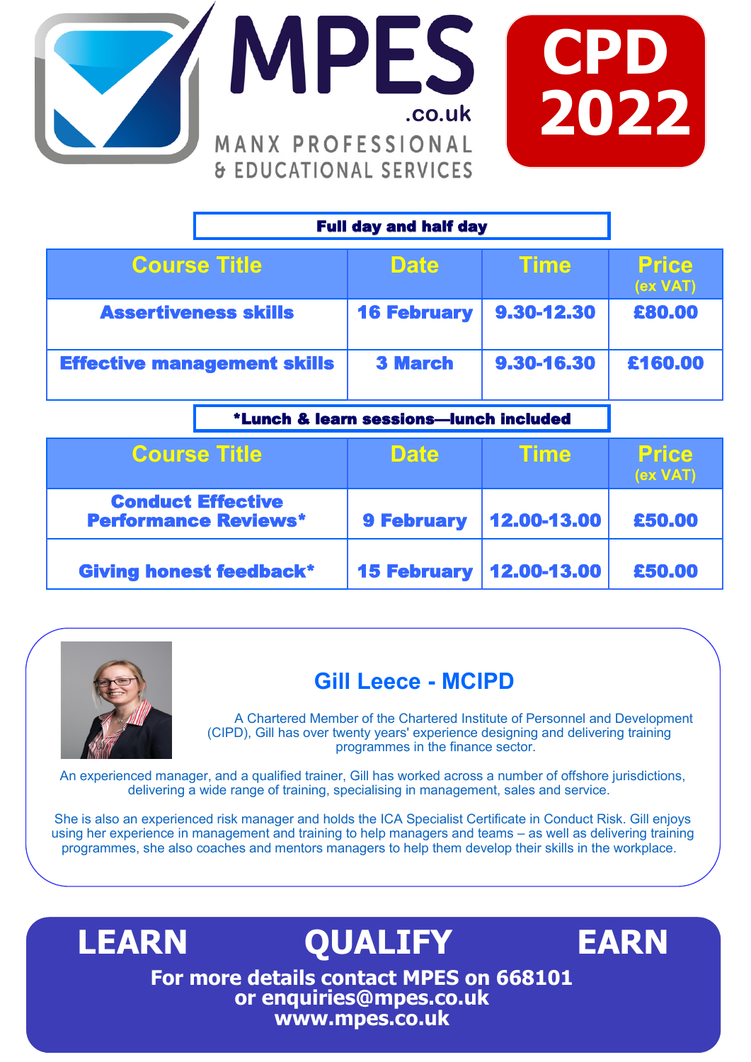# MPES .co.uk

MANX PROFESSIONAL & EDUCATIONAL SERVICES

# CPD 2022

**Full day and half day**

| Course Title | Date | Time | Price (ex VAT) |
|---|---|---|---|
| **Assertiveness skills** | **16 February** | **9.30-12.30** | **£80.00** |
| **Effective management skills** | **3 March** | **9.30-16.30** | **£160.00** |

***Lunch & learn sessions—lunch included**

| Course Title | Date | Time | Price (ex VAT) |
|---|---|---|---|
| **Conduct Effective Performance Reviews*** | **9 February** | **12.00-13.00** | **£50.00** |
| **Giving honest feedback*** | **15 February** | **12.00-13.00** | **£50.00** |

## Gill Leece - MCIPD

A Chartered Member of the Chartered Institute of Personnel and Development (CIPD), Gill has over twenty years' experience designing and delivering training programmes in the finance sector.

An experienced manager, and a qualified trainer, Gill has worked across a number of offshore jurisdictions, delivering a wide range of training, specialising in management, sales and service.

She is also an experienced risk manager and holds the ICA Specialist Certificate in Conduct Risk. Gill enjoys using her experience in management and training to help managers and teams – as well as delivering training programmes, she also coaches and mentors managers to help them develop their skills in the workplace.

## LEARN QUALIFY EARN

**For more details contact MPES on 668101**
**or enquiries@mpes.co.uk**
**www.mpes.co.uk**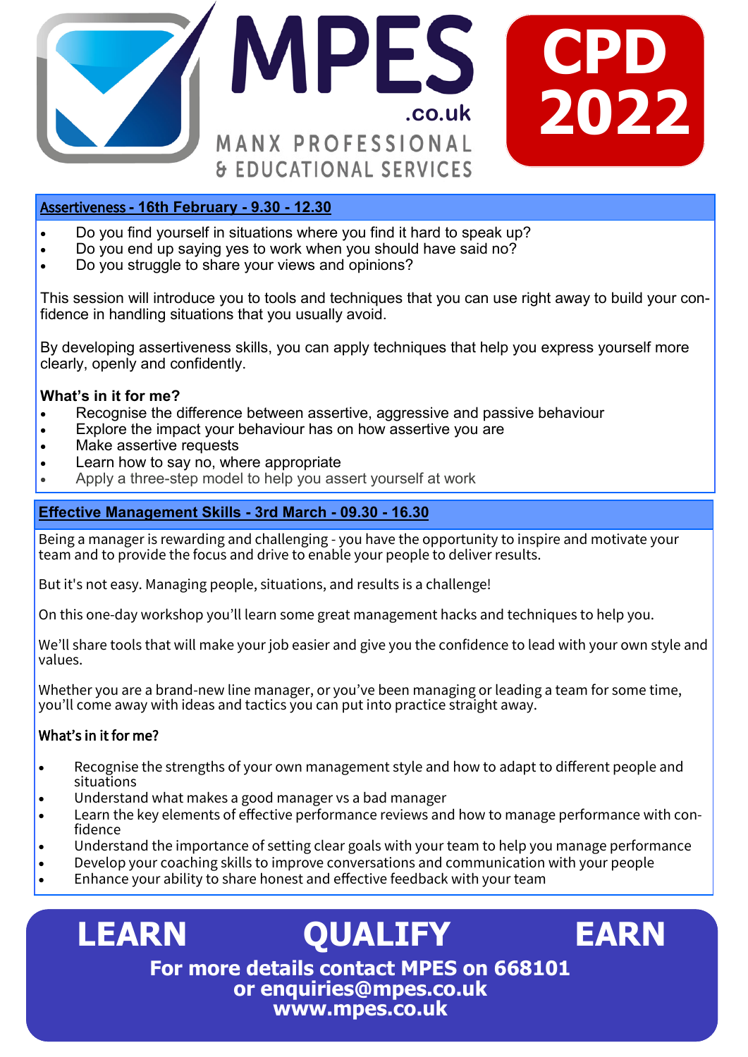# MPES .co.uk

MANX PROFESSIONAL & EDUCATIONAL SERVICES

**CPD 2022**

## Assertiveness - 16th February - 9.30 - 12.30

- Do you find yourself in situations where you find it hard to speak up?
- Do you end up saying yes to work when you should have said no?
- Do you struggle to share your views and opinions?

This session will introduce you to tools and techniques that you can use right away to build your confidence in handling situations that you usually avoid.

By developing assertiveness skills, you can apply techniques that help you express yourself more clearly, openly and confidently.

**What's in it for me?**

- Recognise the difference between assertive, aggressive and passive behaviour
- Explore the impact your behaviour has on how assertive you are
- Make assertive requests
- Learn how to say no, where appropriate
- Apply a three-step model to help you assert yourself at work

## Effective Management Skills - 3rd March - 09.30 - 16.30

Being a manager is rewarding and challenging - you have the opportunity to inspire and motivate your team and to provide the focus and drive to enable your people to deliver results.

But it's not easy. Managing people, situations, and results is a challenge!

On this one-day workshop you'll learn some great management hacks and techniques to help you.

We'll share tools that will make your job easier and give you the confidence to lead with your own style and values.

Whether you are a brand-new line manager, or you've been managing or leading a team for some time, you'll come away with ideas and tactics you can put into practice straight away.

**What's in it for me?**

- Recognise the strengths of your own management style and how to adapt to different people and situations
- Understand what makes a good manager vs a bad manager
- Learn the key elements of effective performance reviews and how to manage performance with confidence
- Understand the importance of setting clear goals with your team to help you manage performance
- Develop your coaching skills to improve conversations and communication with your people
- Enhance your ability to share honest and effective feedback with your team

**LEARN QUALIFY EARN**

**For more details contact MPES on 668101**
**or enquiries@mpes.co.uk**
**www.mpes.co.uk**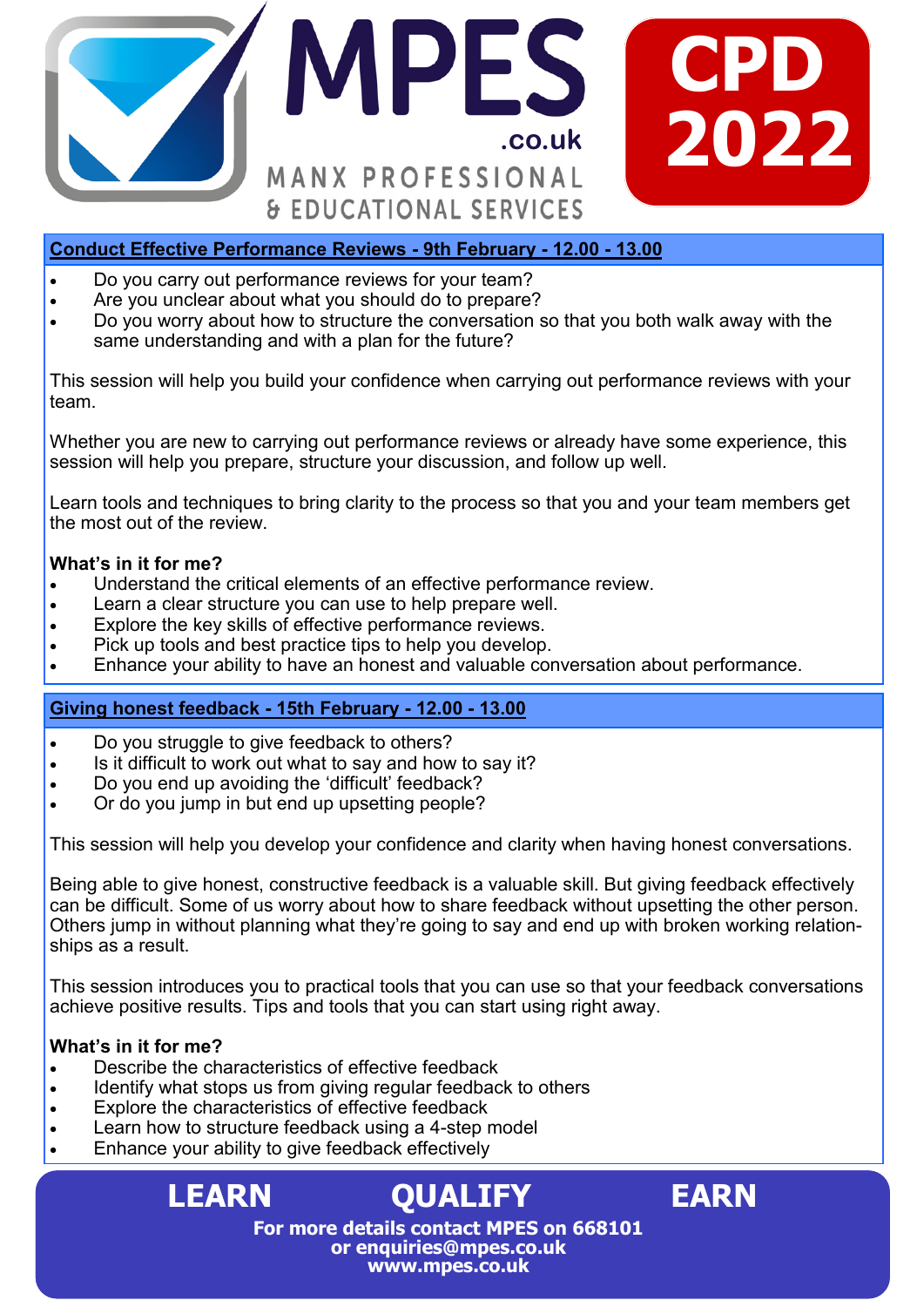MPES
.co.uk
MANX PROFESSIONAL
& EDUCATIONAL SERVICES

**CPD 2022**

## Conduct Effective Performance Reviews - 9th February - 12.00 - 13.00

- Do you carry out performance reviews for your team?
- Are you unclear about what you should do to prepare?
- Do you worry about how to structure the conversation so that you both walk away with the same understanding and with a plan for the future?

This session will help you build your confidence when carrying out performance reviews with your team.

Whether you are new to carrying out performance reviews or already have some experience, this session will help you prepare, structure your discussion, and follow up well.

Learn tools and techniques to bring clarity to the process so that you and your team members get the most out of the review.

**What's in it for me?**

- Understand the critical elements of an effective performance review.
- Learn a clear structure you can use to help prepare well.
- Explore the key skills of effective performance reviews.
- Pick up tools and best practice tips to help you develop.
- Enhance your ability to have an honest and valuable conversation about performance.

## Giving honest feedback - 15th February - 12.00 - 13.00

- Do you struggle to give feedback to others?
- Is it difficult to work out what to say and how to say it?
- Do you end up avoiding the 'difficult' feedback?
- Or do you jump in but end up upsetting people?

This session will help you develop your confidence and clarity when having honest conversations.

Being able to give honest, constructive feedback is a valuable skill. But giving feedback effectively can be difficult. Some of us worry about how to share feedback without upsetting the other person. Others jump in without planning what they're going to say and end up with broken working relationships as a result.

This session introduces you to practical tools that you can use so that your feedback conversations achieve positive results. Tips and tools that you can start using right away.

**What's in it for me?**

- Describe the characteristics of effective feedback
- Identify what stops us from giving regular feedback to others
- Explore the characteristics of effective feedback
- Learn how to structure feedback using a 4-step model
- Enhance your ability to give feedback effectively

**LEARN QUALIFY EARN**

**For more details contact MPES on 668101**
**or enquiries@mpes.co.uk**
**www.mpes.co.uk**